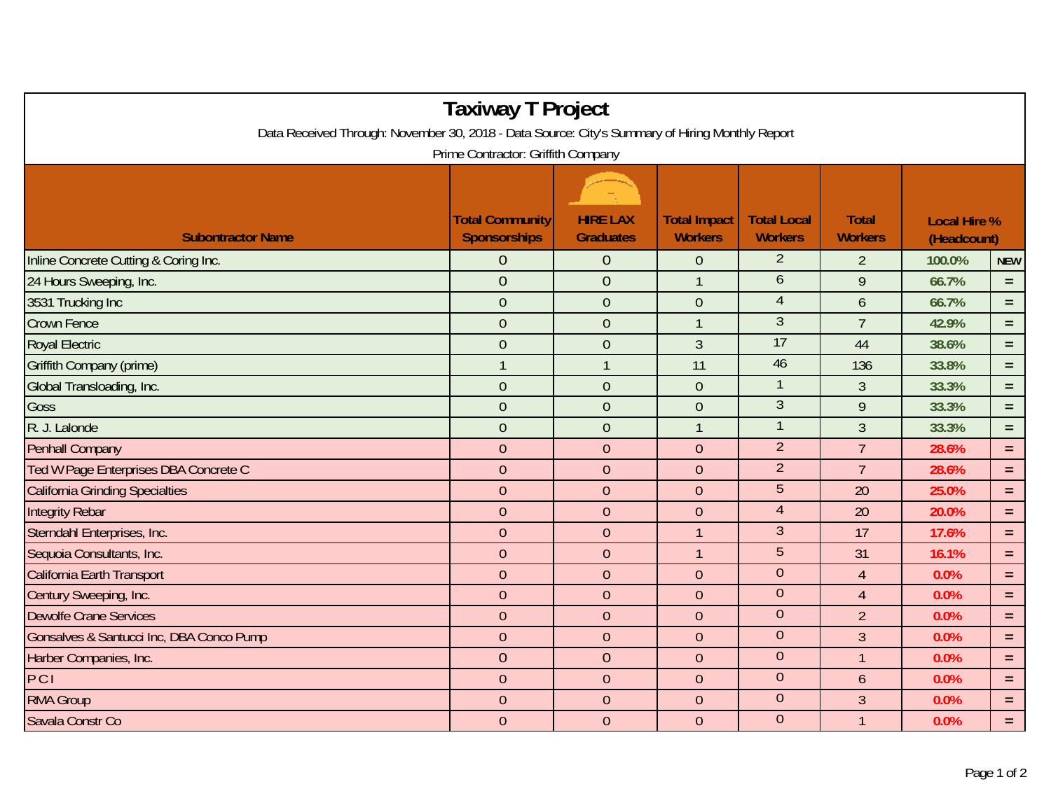# Taxiway T Project

Data Received Through: November 30, 2018 - Data Source: City's Summary of Hiring Monthly Report

Prime Contractor: Griffith Company

| Subontractor Name | Total Community Sponsorships | HIRE LAX Graduates | Total Impact Workers | Total Local Workers | Total Workers | Local Hire % (Headcount) | |
|---|---|---|---|---|---|---|---|
| Inline Concrete Cutting & Coring Inc. | 0 | 0 | 0 | 2 | 2 | 100.0% | NEW |
| 24 Hours Sweeping, Inc. | 0 | 0 | 1 | 6 | 9 | 66.7% | = |
| 3531 Trucking Inc | 0 | 0 | 0 | 4 | 6 | 66.7% | = |
| Crown Fence | 0 | 0 | 1 | 3 | 7 | 42.9% | = |
| Royal Electric | 0 | 0 | 3 | 17 | 44 | 38.6% | = |
| Griffith Company (prime) | 1 | 1 | 11 | 46 | 136 | 33.8% | = |
| Global Transloading, Inc. | 0 | 0 | 0 | 1 | 3 | 33.3% | = |
| Goss | 0 | 0 | 0 | 3 | 9 | 33.3% | = |
| R. J. Lalonde | 0 | 0 | 1 | 1 | 3 | 33.3% | = |
| Penhall Company | 0 | 0 | 0 | 2 | 7 | 28.6% | = |
| Ted W Page Enterprises DBA Concrete C | 0 | 0 | 0 | 2 | 7 | 28.6% | = |
| California Grinding Specialties | 0 | 0 | 0 | 5 | 20 | 25.0% | = |
| Integrity Rebar | 0 | 0 | 0 | 4 | 20 | 20.0% | = |
| Sterndahl Enterprises, Inc. | 0 | 0 | 1 | 3 | 17 | 17.6% | = |
| Sequoia Consultants, Inc. | 0 | 0 | 1 | 5 | 31 | 16.1% | = |
| California Earth Transport | 0 | 0 | 0 | 0 | 4 | 0.0% | = |
| Century Sweeping, Inc. | 0 | 0 | 0 | 0 | 4 | 0.0% | = |
| Dewolfe Crane Services | 0 | 0 | 0 | 0 | 2 | 0.0% | = |
| Gonsalves & Santucci Inc, DBA Conco Pump | 0 | 0 | 0 | 0 | 3 | 0.0% | = |
| Harber Companies, Inc. | 0 | 0 | 0 | 0 | 1 | 0.0% | = |
| P C I | 0 | 0 | 0 | 0 | 6 | 0.0% | = |
| RMA Group | 0 | 0 | 0 | 0 | 3 | 0.0% | = |
| Savala Constr Co | 0 | 0 | 0 | 0 | 1 | 0.0% | = |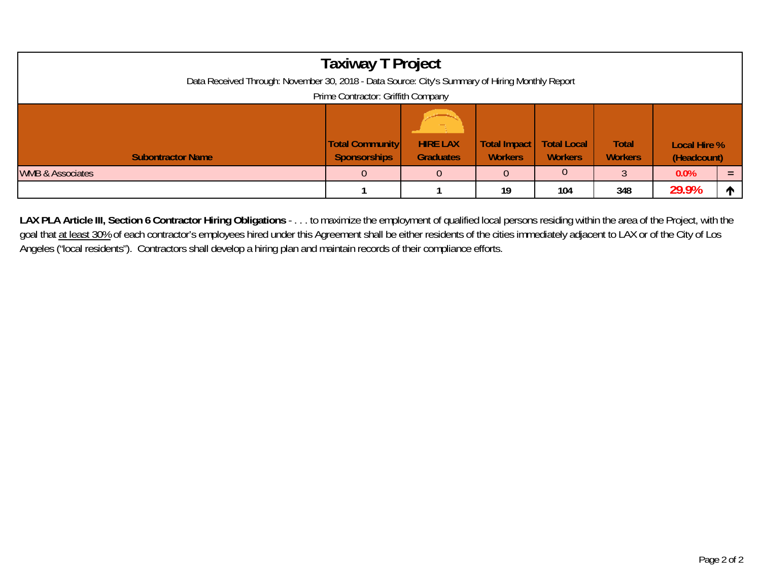# Taxiway T Project

Data Received Through: November 30, 2018 - Data Source: City's Summary of Hiring Monthly Report

Prime Contractor: Griffith Company

| Subontractor Name | Total Community Sponsorships | HIRE LAX Graduates | Total Impact Workers | Total Local Workers | Total Workers | Local Hire % (Headcount) | |
|---|---|---|---|---|---|---|---|
| WMB & Associates | 0 | 0 | 0 | 0 | 3 | 0.0% | = |
| | **1** | **1** | **19** | **104** | **348** | **29.9%** | ↑ |

**LAX PLA Article III, Section 6 Contractor Hiring Obligations** - . . . to maximize the employment of qualified local persons residing within the area of the Project, with the goal that at least 30% of each contractor's employees hired under this Agreement shall be either residents of the cities immediately adjacent to LAX or of the City of Los Angeles ("local residents"). Contractors shall develop a hiring plan and maintain records of their compliance efforts.